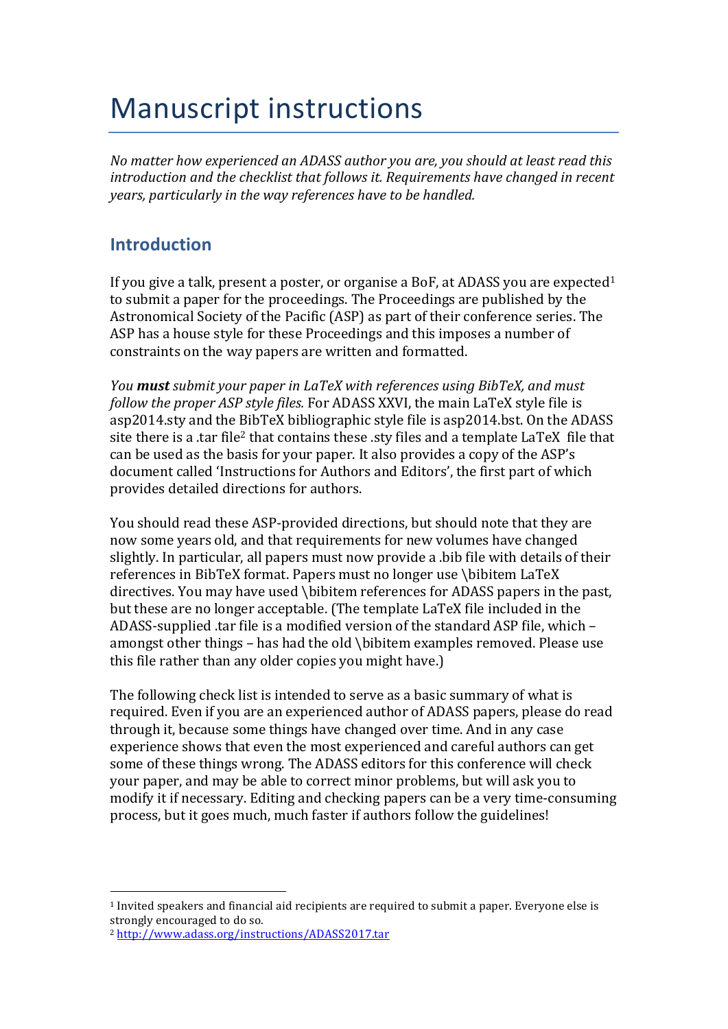# Manuscript instructions

*No matter how experienced an ADASS author you are, you should at least read this introduction and the checklist that follows it. Requirements have changed in recent years, particularly in the way references have to be handled.*

## Introduction

If you give a talk, present a poster, or organise a BoF, at ADASS you are expected[1] to submit a paper for the proceedings. The Proceedings are published by the Astronomical Society of the Pacific (ASP) as part of their conference series. The ASP has a house style for these Proceedings and this imposes a number of constraints on the way papers are written and formatted.

*You **must** submit your paper in LaTeX with references using BibTeX, and must follow the proper ASP style files.* For ADASS XXVI, the main LaTeX style file is asp2014.sty and the BibTeX bibliographic style file is asp2014.bst. On the ADASS site there is a .tar file[2] that contains these .sty files and a template LaTeX file that can be used as the basis for your paper. It also provides a copy of the ASP's document called 'Instructions for Authors and Editors', the first part of which provides detailed directions for authors.

You should read these ASP-provided directions, but should note that they are now some years old, and that requirements for new volumes have changed slightly. In particular, all papers must now provide a .bib file with details of their references in BibTeX format. Papers must no longer use \bibitem LaTeX directives. You may have used \bibitem references for ADASS papers in the past, but these are no longer acceptable. (The template LaTeX file included in the ADASS-supplied .tar file is a modified version of the standard ASP file, which – amongst other things – has had the old \bibitem examples removed. Please use this file rather than any older copies you might have.)

The following check list is intended to serve as a basic summary of what is required. Even if you are an experienced author of ADASS papers, please do read through it, because some things have changed over time. And in any case experience shows that even the most experienced and careful authors can get some of these things wrong. The ADASS editors for this conference will check your paper, and may be able to correct minor problems, but will ask you to modify it if necessary. Editing and checking papers can be a very time-consuming process, but it goes much, much faster if authors follow the guidelines!

---

[1] Invited speakers and financial aid recipients are required to submit a paper. Everyone else is strongly encouraged to do so.

[2] http://www.adass.org/instructions/ADASS2017.tar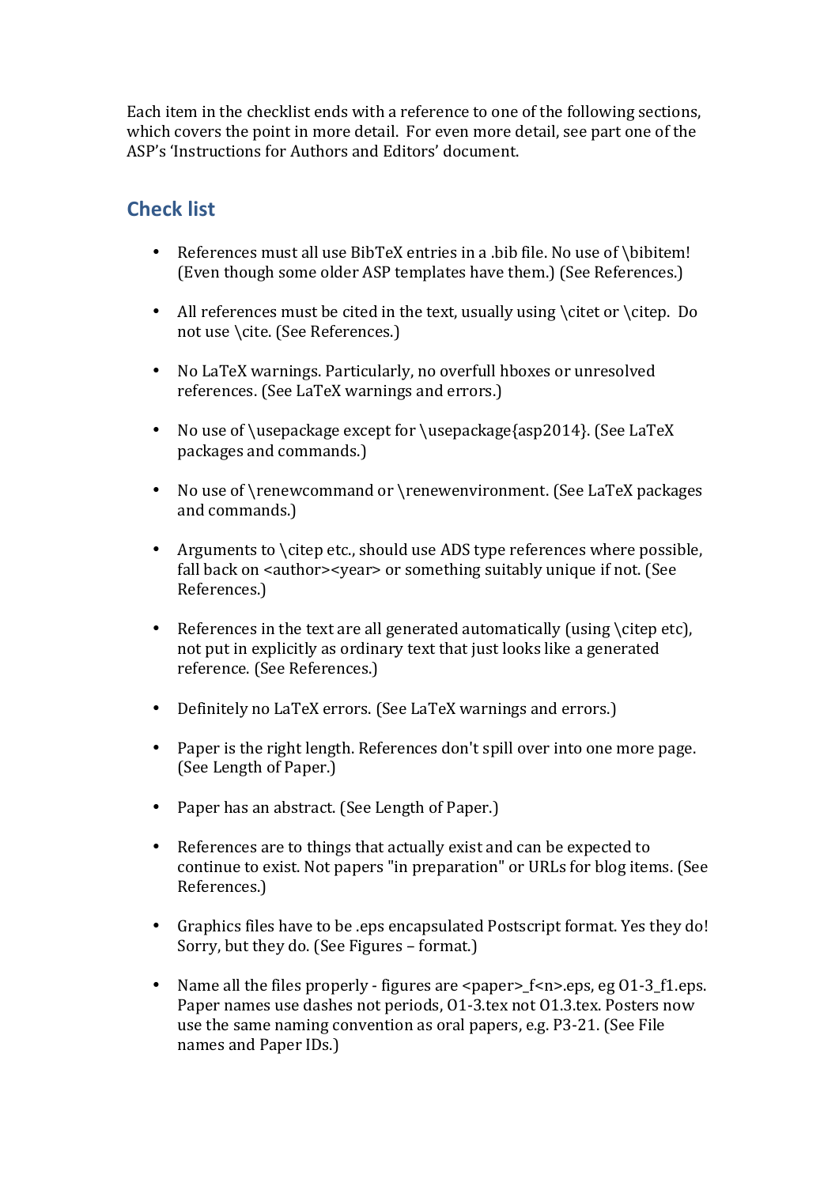Each item in the checklist ends with a reference to one of the following sections, which covers the point in more detail. For even more detail, see part one of the ASP's 'Instructions for Authors and Editors' document.

## Check list

- References must all use BibTeX entries in a .bib file. No use of \bibitem! (Even though some older ASP templates have them.) (See References.)
- All references must be cited in the text, usually using \citet or \citep. Do not use \cite. (See References.)
- No LaTeX warnings. Particularly, no overfull hboxes or unresolved references. (See LaTeX warnings and errors.)
- No use of \usepackage except for \usepackage{asp2014}. (See LaTeX packages and commands.)
- No use of \renewcommand or \renewenvironment. (See LaTeX packages and commands.)
- Arguments to \citep etc., should use ADS type references where possible, fall back on <author><year> or something suitably unique if not. (See References.)
- References in the text are all generated automatically (using \citep etc), not put in explicitly as ordinary text that just looks like a generated reference. (See References.)
- Definitely no LaTeX errors. (See LaTeX warnings and errors.)
- Paper is the right length. References don't spill over into one more page. (See Length of Paper.)
- Paper has an abstract. (See Length of Paper.)
- References are to things that actually exist and can be expected to continue to exist. Not papers "in preparation" or URLs for blog items. (See References.)
- Graphics files have to be .eps encapsulated Postscript format. Yes they do! Sorry, but they do. (See Figures – format.)
- Name all the files properly - figures are <paper>_f<n>.eps, eg O1-3_f1.eps. Paper names use dashes not periods, O1-3.tex not O1.3.tex. Posters now use the same naming convention as oral papers, e.g. P3-21. (See File names and Paper IDs.)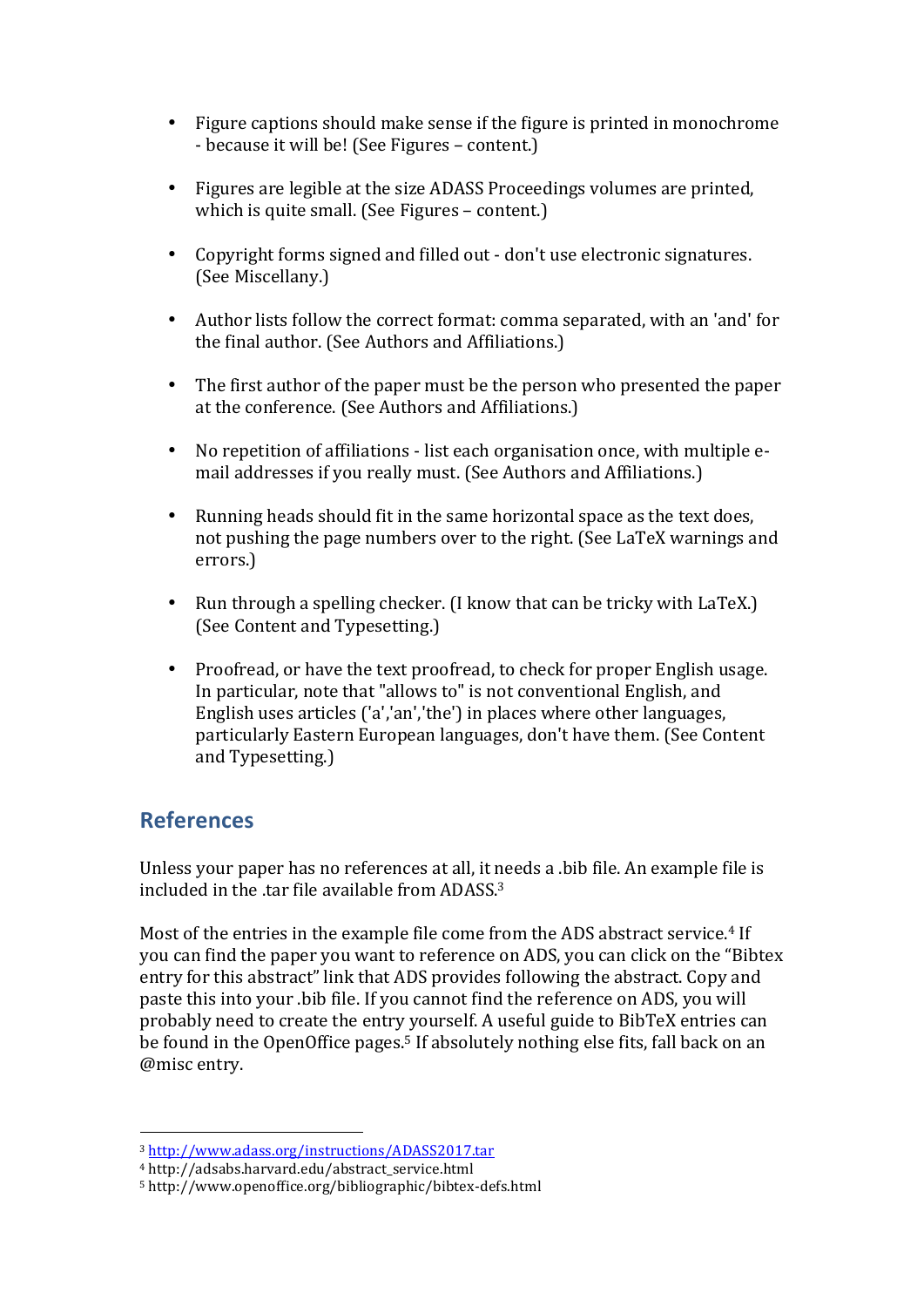- Figure captions should make sense if the figure is printed in monochrome - because it will be! (See Figures – content.)

- Figures are legible at the size ADASS Proceedings volumes are printed, which is quite small. (See Figures – content.)

- Copyright forms signed and filled out - don't use electronic signatures. (See Miscellany.)

- Author lists follow the correct format: comma separated, with an 'and' for the final author. (See Authors and Affiliations.)

- The first author of the paper must be the person who presented the paper at the conference. (See Authors and Affiliations.)

- No repetition of affiliations - list each organisation once, with multiple e-mail addresses if you really must. (See Authors and Affiliations.)

- Running heads should fit in the same horizontal space as the text does, not pushing the page numbers over to the right. (See LaTeX warnings and errors.)

- Run through a spelling checker. (I know that can be tricky with LaTeX.) (See Content and Typesetting.)

- Proofread, or have the text proofread, to check for proper English usage. In particular, note that "allows to" is not conventional English, and English uses articles ('a','an','the') in places where other languages, particularly Eastern European languages, don't have them. (See Content and Typesetting.)

## References

Unless your paper has no references at all, it needs a .bib file. An example file is included in the .tar file available from ADASS.[3]

Most of the entries in the example file come from the ADS abstract service.[4] If you can find the paper you want to reference on ADS, you can click on the "Bibtex entry for this abstract" link that ADS provides following the abstract. Copy and paste this into your .bib file. If you cannot find the reference on ADS, you will probably need to create the entry yourself. A useful guide to BibTeX entries can be found in the OpenOffice pages.[5] If absolutely nothing else fits, fall back on an @misc entry.

---

[3] http://www.adass.org/instructions/ADASS2017.tar

[4] http://adsabs.harvard.edu/abstract_service.html

[5] http://www.openoffice.org/bibliographic/bibtex-defs.html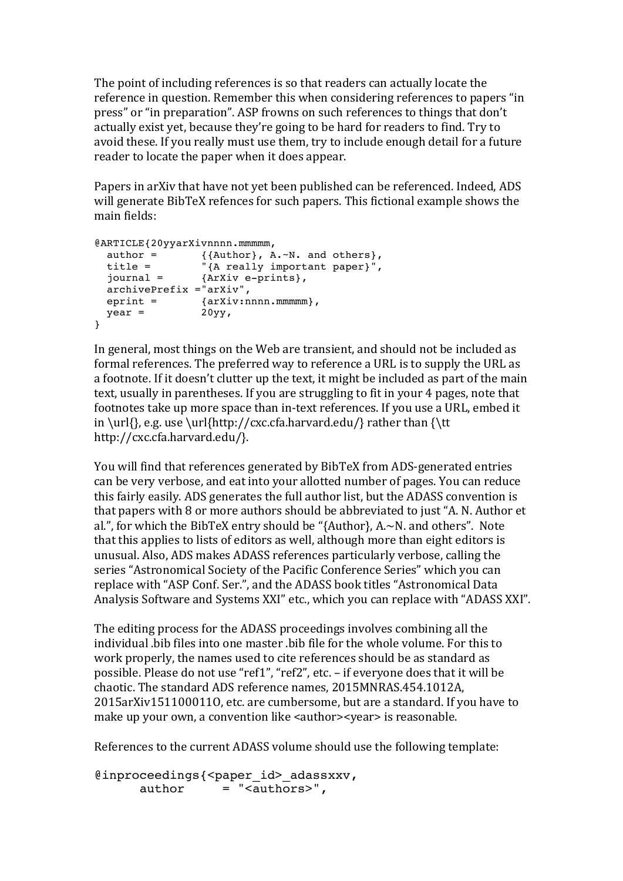The point of including references is so that readers can actually locate the reference in question. Remember this when considering references to papers "in press" or "in preparation". ASP frowns on such references to things that don't actually exist yet, because they're going to be hard for readers to find. Try to avoid these. If you really must use them, try to include enough detail for a future reader to locate the paper when it does appear.

Papers in arXiv that have not yet been published can be referenced. Indeed, ADS will generate BibTeX refences for such papers. This fictional example shows the main fields:

```
@ARTICLE{20yyarXivnnnn.mmmmm,
  author =       {{Author}, A.~N. and others},
  title =        "{A really important paper}",
  journal =      {ArXiv e-prints},
  archivePrefix ="arXiv",
  eprint =       {arXiv:nnnn.mmmmm},
  year =         20yy,
}
```

In general, most things on the Web are transient, and should not be included as formal references. The preferred way to reference a URL is to supply the URL as a footnote. If it doesn't clutter up the text, it might be included as part of the main text, usually in parentheses. If you are struggling to fit in your 4 pages, note that footnotes take up more space than in-text references. If you use a URL, embed it in \url{}, e.g. use \url{http://cxc.cfa.harvard.edu/} rather than {\tt http://cxc.cfa.harvard.edu/}.

You will find that references generated by BibTeX from ADS-generated entries can be very verbose, and eat into your allotted number of pages. You can reduce this fairly easily. ADS generates the full author list, but the ADASS convention is that papers with 8 or more authors should be abbreviated to just "A. N. Author et al.", for which the BibTeX entry should be "{Author}, A.~N. and others". Note that this applies to lists of editors as well, although more than eight editors is unusual. Also, ADS makes ADASS references particularly verbose, calling the series "Astronomical Society of the Pacific Conference Series" which you can replace with "ASP Conf. Ser.", and the ADASS book titles "Astronomical Data Analysis Software and Systems XXI" etc., which you can replace with "ADASS XXI".

The editing process for the ADASS proceedings involves combining all the individual .bib files into one master .bib file for the whole volume. For this to work properly, the names used to cite references should be as standard as possible. Please do not use "ref1", "ref2", etc. – if everyone does that it will be chaotic. The standard ADS reference names, 2015MNRAS.454.1012A, 2015arXiv151100011O, etc. are cumbersome, but are a standard. If you have to make up your own, a convention like <author><year> is reasonable.

References to the current ADASS volume should use the following template:

```
@inproceedings{<paper_id>_adassxxv,
      author     = "<authors>",
```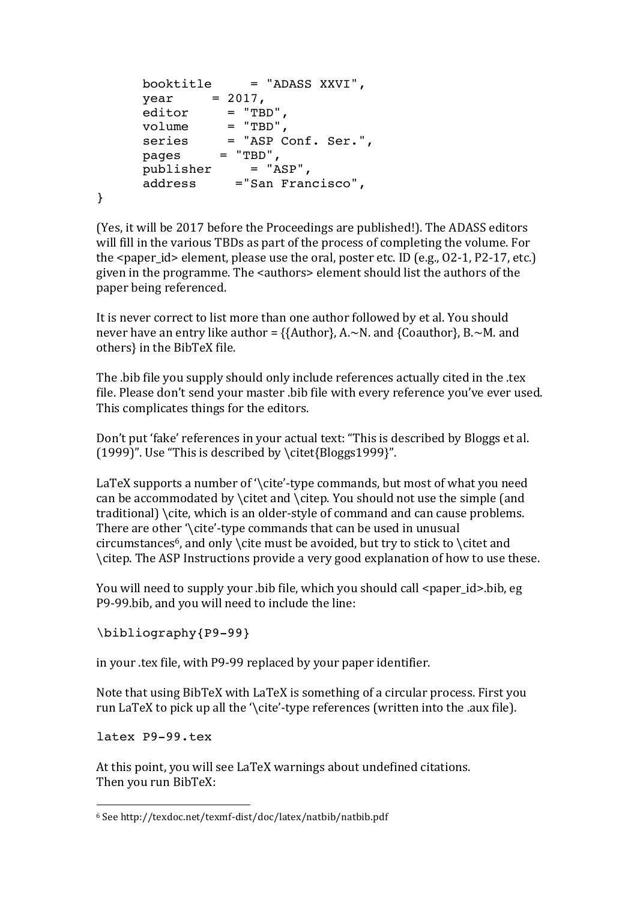```
      booktitle     = "ADASS XXVI",
      year     = 2017,
      editor     = "TBD",
      volume     = "TBD",
      series     = "ASP Conf. Ser.",
      pages     = "TBD",
      publisher     = "ASP",
      address     ="San Francisco",
}
```

(Yes, it will be 2017 before the Proceedings are published!). The ADASS editors will fill in the various TBDs as part of the process of completing the volume. For the <paper_id> element, please use the oral, poster etc. ID (e.g., O2-1, P2-17, etc.) given in the programme. The <authors> element should list the authors of the paper being referenced.

It is never correct to list more than one author followed by et al. You should never have an entry like author = {{Author}, A.~N. and {Coauthor}, B.~M. and others} in the BibTeX file.

The .bib file you supply should only include references actually cited in the .tex file. Please don't send your master .bib file with every reference you've ever used. This complicates things for the editors.

Don't put 'fake' references in your actual text: "This is described by Bloggs et al. (1999)". Use "This is described by \citet{Bloggs1999}".

LaTeX supports a number of '\cite'-type commands, but most of what you need can be accommodated by \citet and \citep. You should not use the simple (and traditional) \cite, which is an older-style of command and can cause problems. There are other '\cite'-type commands that can be used in unusual circumstances[6], and only \cite must be avoided, but try to stick to \citet and \citep. The ASP Instructions provide a very good explanation of how to use these.

You will need to supply your .bib file, which you should call <paper_id>.bib, eg P9-99.bib, and you will need to include the line:

```
\bibliography{P9-99}
```

in your .tex file, with P9-99 replaced by your paper identifier.

Note that using BibTeX with LaTeX is something of a circular process. First you run LaTeX to pick up all the '\cite'-type references (written into the .aux file).

```
latex P9-99.tex
```

At this point, you will see LaTeX warnings about undefined citations.
Then you run BibTeX:

---

[6] See http://texdoc.net/texmf-dist/doc/latex/natbib/natbib.pdf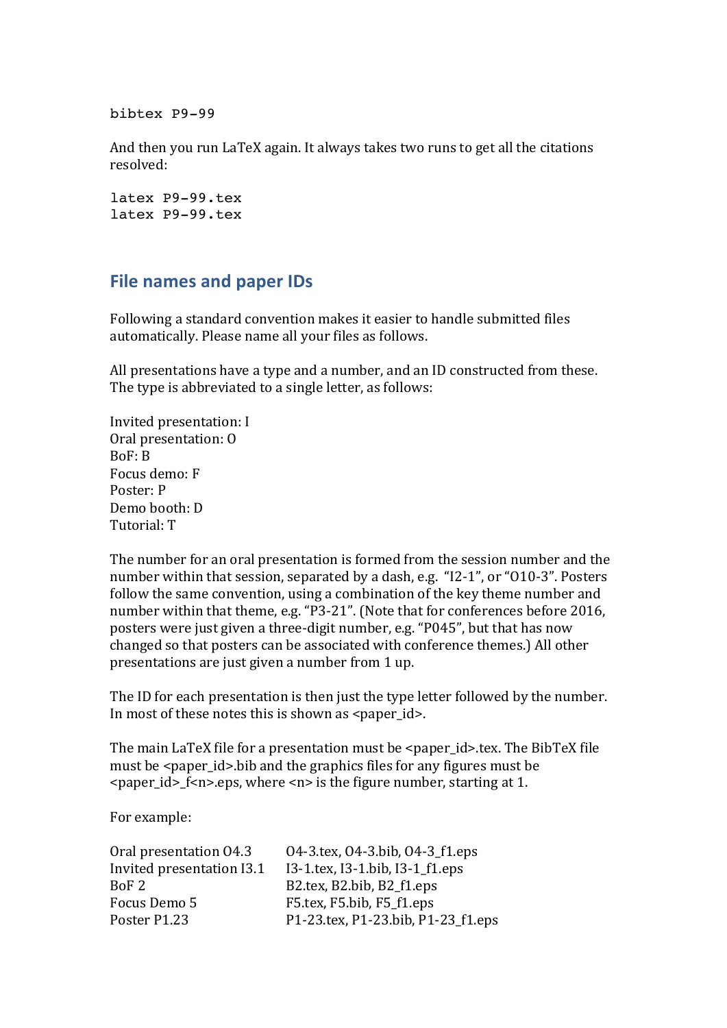```
bibtex P9-99
```

And then you run LaTeX again. It always takes two runs to get all the citations resolved:

```
latex P9-99.tex
latex P9-99.tex
```

## File names and paper IDs

Following a standard convention makes it easier to handle submitted files automatically. Please name all your files as follows.

All presentations have a type and a number, and an ID constructed from these. The type is abbreviated to a single letter, as follows:

Invited presentation: I
Oral presentation: O
BoF: B
Focus demo: F
Poster: P
Demo booth: D
Tutorial: T

The number for an oral presentation is formed from the session number and the number within that session, separated by a dash, e.g. "I2-1", or "O10-3". Posters follow the same convention, using a combination of the key theme number and number within that theme, e.g. "P3-21". (Note that for conferences before 2016, posters were just given a three-digit number, e.g. "P045", but that has now changed so that posters can be associated with conference themes.) All other presentations are just given a number from 1 up.

The ID for each presentation is then just the type letter followed by the number. In most of these notes this is shown as <paper_id>.

The main LaTeX file for a presentation must be <paper_id>.tex. The BibTeX file must be <paper_id>.bib and the graphics files for any figures must be <paper_id>_f<n>.eps, where <n> is the figure number, starting at 1.

For example:

| | |
|---|---|
| Oral presentation O4.3 | O4-3.tex, O4-3.bib, O4-3_f1.eps |
| Invited presentation I3.1 | I3-1.tex, I3-1.bib, I3-1_f1.eps |
| BoF 2 | B2.tex, B2.bib, B2_f1.eps |
| Focus Demo 5 | F5.tex, F5.bib, F5_f1.eps |
| Poster P1.23 | P1-23.tex, P1-23.bib, P1-23_f1.eps |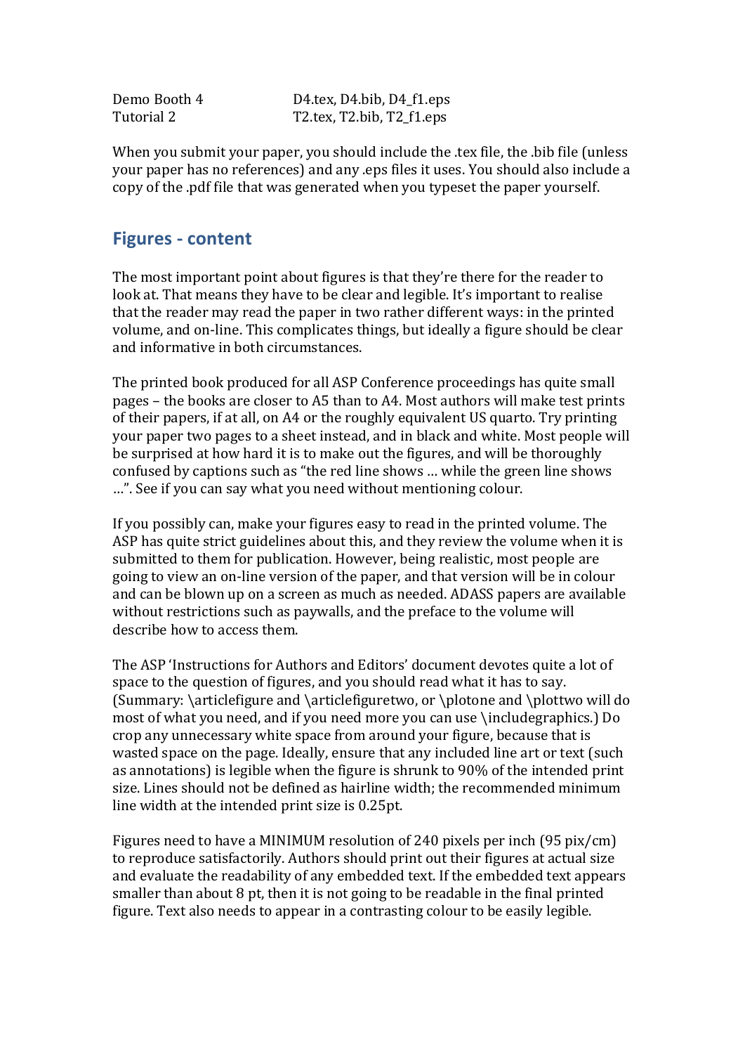| | |
|---|---|
| Demo Booth 4 | D4.tex, D4.bib, D4_f1.eps |
| Tutorial 2 | T2.tex, T2.bib, T2_f1.eps |

When you submit your paper, you should include the .tex file, the .bib file (unless your paper has no references) and any .eps files it uses. You should also include a copy of the .pdf file that was generated when you typeset the paper yourself.

## Figures - content

The most important point about figures is that they're there for the reader to look at. That means they have to be clear and legible. It's important to realise that the reader may read the paper in two rather different ways: in the printed volume, and on-line. This complicates things, but ideally a figure should be clear and informative in both circumstances.

The printed book produced for all ASP Conference proceedings has quite small pages – the books are closer to A5 than to A4. Most authors will make test prints of their papers, if at all, on A4 or the roughly equivalent US quarto. Try printing your paper two pages to a sheet instead, and in black and white. Most people will be surprised at how hard it is to make out the figures, and will be thoroughly confused by captions such as "the red line shows … while the green line shows …". See if you can say what you need without mentioning colour.

If you possibly can, make your figures easy to read in the printed volume. The ASP has quite strict guidelines about this, and they review the volume when it is submitted to them for publication. However, being realistic, most people are going to view an on-line version of the paper, and that version will be in colour and can be blown up on a screen as much as needed. ADASS papers are available without restrictions such as paywalls, and the preface to the volume will describe how to access them.

The ASP 'Instructions for Authors and Editors' document devotes quite a lot of space to the question of figures, and you should read what it has to say. (Summary: \articlefigure and \articlefiguretwo, or \plotone and \plottwo will do most of what you need, and if you need more you can use \includegraphics.) Do crop any unnecessary white space from around your figure, because that is wasted space on the page. Ideally, ensure that any included line art or text (such as annotations) is legible when the figure is shrunk to 90% of the intended print size. Lines should not be defined as hairline width; the recommended minimum line width at the intended print size is 0.25pt.

Figures need to have a MINIMUM resolution of 240 pixels per inch (95 pix/cm) to reproduce satisfactorily. Authors should print out their figures at actual size and evaluate the readability of any embedded text. If the embedded text appears smaller than about 8 pt, then it is not going to be readable in the final printed figure. Text also needs to appear in a contrasting colour to be easily legible.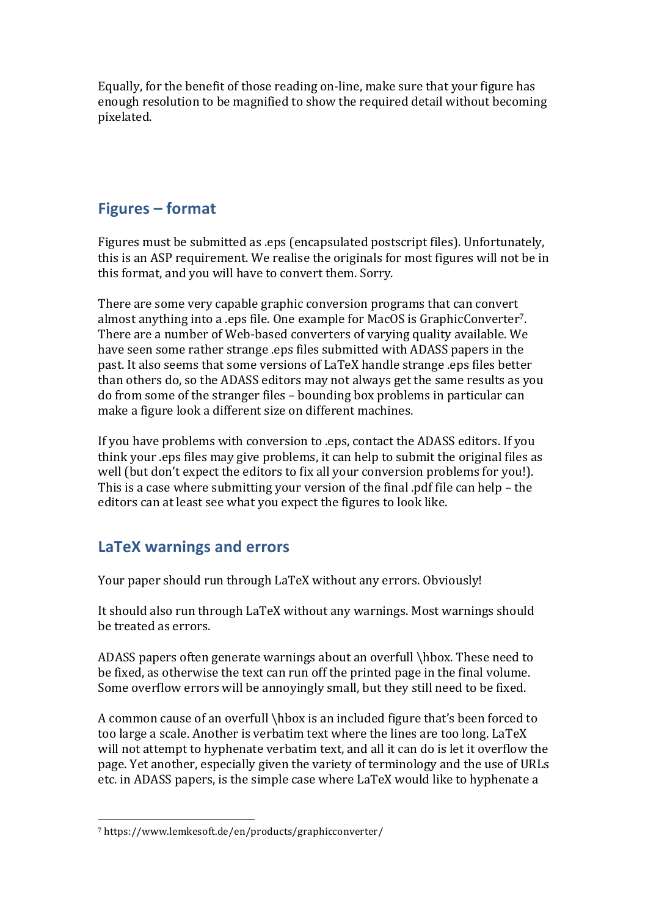Equally, for the benefit of those reading on-line, make sure that your figure has enough resolution to be magnified to show the required detail without becoming pixelated.

## Figures – format

Figures must be submitted as .eps (encapsulated postscript files). Unfortunately, this is an ASP requirement. We realise the originals for most figures will not be in this format, and you will have to convert them. Sorry.

There are some very capable graphic conversion programs that can convert almost anything into a .eps file. One example for MacOS is GraphicConverter[7]. There are a number of Web-based converters of varying quality available. We have seen some rather strange .eps files submitted with ADASS papers in the past. It also seems that some versions of LaTeX handle strange .eps files better than others do, so the ADASS editors may not always get the same results as you do from some of the stranger files – bounding box problems in particular can make a figure look a different size on different machines.

If you have problems with conversion to .eps, contact the ADASS editors. If you think your .eps files may give problems, it can help to submit the original files as well (but don't expect the editors to fix all your conversion problems for you!). This is a case where submitting your version of the final .pdf file can help – the editors can at least see what you expect the figures to look like.

## LaTeX warnings and errors

Your paper should run through LaTeX without any errors. Obviously!

It should also run through LaTeX without any warnings. Most warnings should be treated as errors.

ADASS papers often generate warnings about an overfull \hbox. These need to be fixed, as otherwise the text can run off the printed page in the final volume. Some overflow errors will be annoyingly small, but they still need to be fixed.

A common cause of an overfull \hbox is an included figure that's been forced to too large a scale. Another is verbatim text where the lines are too long. LaTeX will not attempt to hyphenate verbatim text, and all it can do is let it overflow the page. Yet another, especially given the variety of terminology and the use of URLs etc. in ADASS papers, is the simple case where LaTeX would like to hyphenate a

---

[7] https://www.lemkesoft.de/en/products/graphicconverter/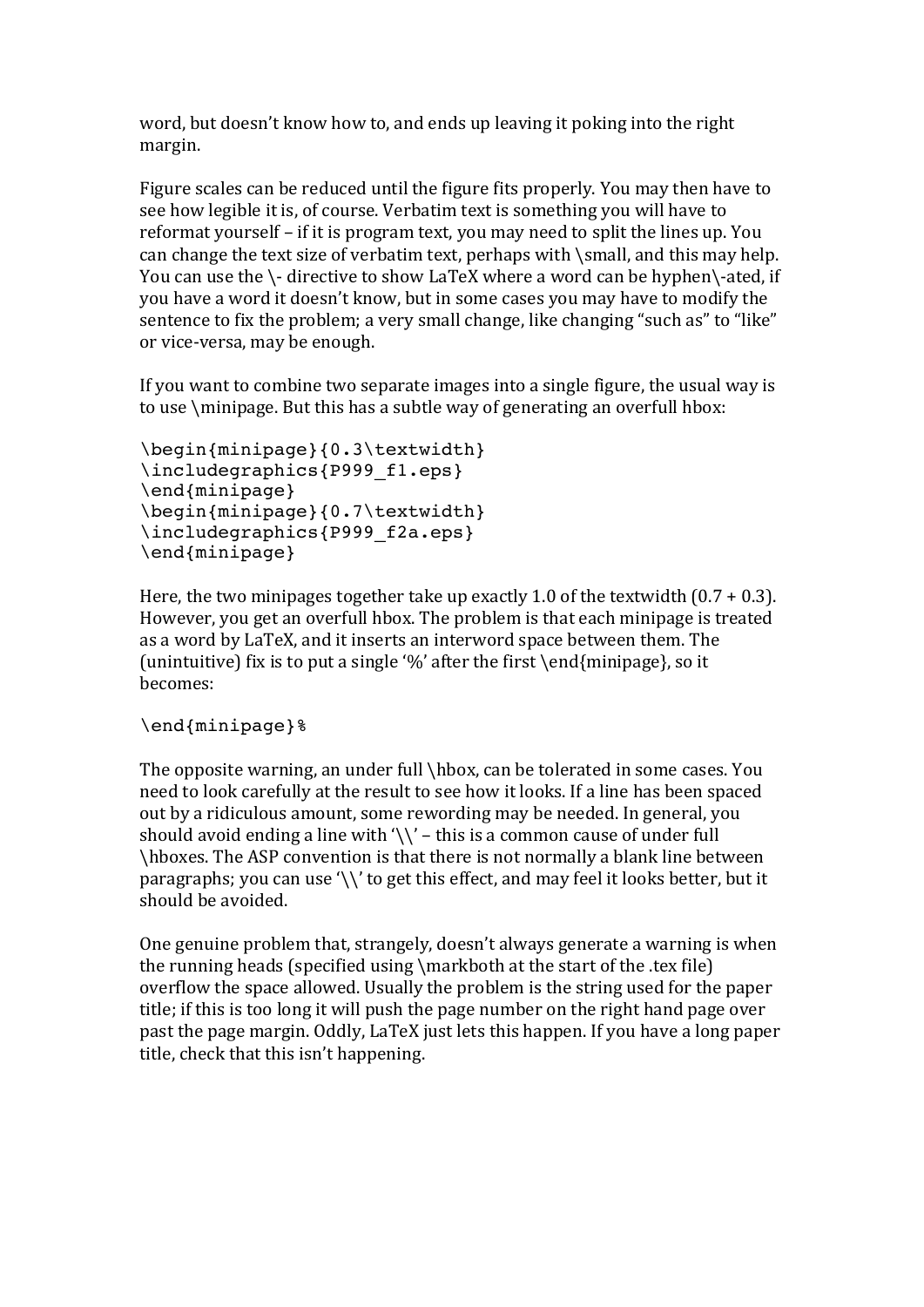word, but doesn't know how to, and ends up leaving it poking into the right margin.

Figure scales can be reduced until the figure fits properly. You may then have to see how legible it is, of course. Verbatim text is something you will have to reformat yourself – if it is program text, you may need to split the lines up. You can change the text size of verbatim text, perhaps with \small, and this may help. You can use the \- directive to show LaTeX where a word can be hyphen\-ated, if you have a word it doesn't know, but in some cases you may have to modify the sentence to fix the problem; a very small change, like changing "such as" to "like" or vice-versa, may be enough.

If you want to combine two separate images into a single figure, the usual way is to use \minipage. But this has a subtle way of generating an overfull hbox:

```
\begin{minipage}{0.3\textwidth}
\includegraphics{P999_f1.eps}
\end{minipage}
\begin{minipage}{0.7\textwidth}
\includegraphics{P999_f2a.eps}
\end{minipage}
```

Here, the two minipages together take up exactly 1.0 of the textwidth (0.7 + 0.3). However, you get an overfull hbox. The problem is that each minipage is treated as a word by LaTeX, and it inserts an interword space between them. The (unintuitive) fix is to put a single '%' after the first \end{minipage}, so it becomes:

```
\end{minipage}%
```

The opposite warning, an under full \hbox, can be tolerated in some cases. You need to look carefully at the result to see how it looks. If a line has been spaced out by a ridiculous amount, some rewording may be needed. In general, you should avoid ending a line with '\\' – this is a common cause of under full \hboxes. The ASP convention is that there is not normally a blank line between paragraphs; you can use '\\' to get this effect, and may feel it looks better, but it should be avoided.

One genuine problem that, strangely, doesn't always generate a warning is when the running heads (specified using \markboth at the start of the .tex file) overflow the space allowed. Usually the problem is the string used for the paper title; if this is too long it will push the page number on the right hand page over past the page margin. Oddly, LaTeX just lets this happen. If you have a long paper title, check that this isn't happening.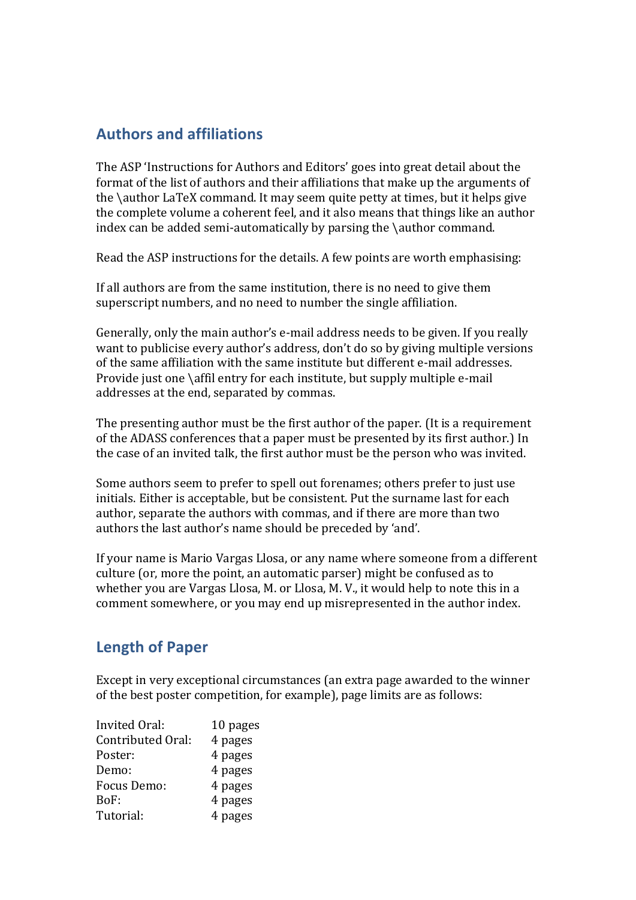## Authors and affiliations

The ASP 'Instructions for Authors and Editors' goes into great detail about the format of the list of authors and their affiliations that make up the arguments of the \author LaTeX command. It may seem quite petty at times, but it helps give the complete volume a coherent feel, and it also means that things like an author index can be added semi-automatically by parsing the \author command.

Read the ASP instructions for the details. A few points are worth emphasising:

If all authors are from the same institution, there is no need to give them superscript numbers, and no need to number the single affiliation.

Generally, only the main author's e-mail address needs to be given. If you really want to publicise every author's address, don't do so by giving multiple versions of the same affiliation with the same institute but different e-mail addresses. Provide just one \affil entry for each institute, but supply multiple e-mail addresses at the end, separated by commas.

The presenting author must be the first author of the paper. (It is a requirement of the ADASS conferences that a paper must be presented by its first author.) In the case of an invited talk, the first author must be the person who was invited.

Some authors seem to prefer to spell out forenames; others prefer to just use initials. Either is acceptable, but be consistent. Put the surname last for each author, separate the authors with commas, and if there are more than two authors the last author's name should be preceded by 'and'.

If your name is Mario Vargas Llosa, or any name where someone from a different culture (or, more the point, an automatic parser) might be confused as to whether you are Vargas Llosa, M. or Llosa, M. V., it would help to note this in a comment somewhere, or you may end up misrepresented in the author index.

## Length of Paper

Except in very exceptional circumstances (an extra page awarded to the winner of the best poster competition, for example), page limits are as follows:

| | |
|---|---|
| Invited Oral: | 10 pages |
| Contributed Oral: | 4 pages |
| Poster: | 4 pages |
| Demo: | 4 pages |
| Focus Demo: | 4 pages |
| BoF: | 4 pages |
| Tutorial: | 4 pages |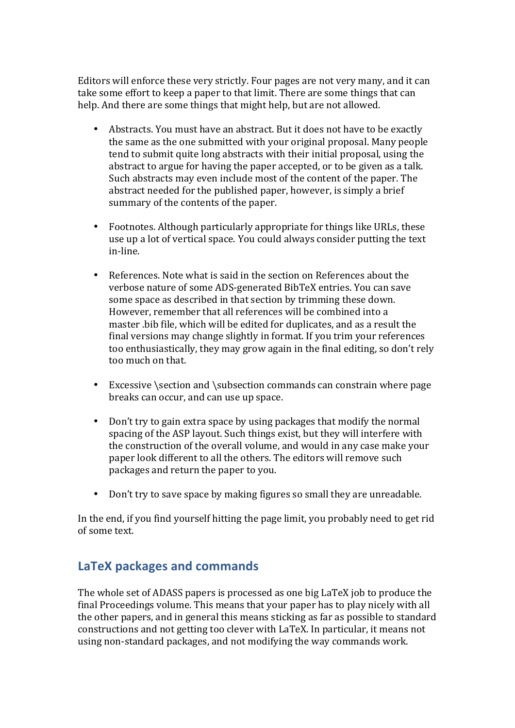Editors will enforce these very strictly. Four pages are not very many, and it can take some effort to keep a paper to that limit. There are some things that can help. And there are some things that might help, but are not allowed.

- Abstracts. You must have an abstract. But it does not have to be exactly the same as the one submitted with your original proposal. Many people tend to submit quite long abstracts with their initial proposal, using the abstract to argue for having the paper accepted, or to be given as a talk. Such abstracts may even include most of the content of the paper. The abstract needed for the published paper, however, is simply a brief summary of the contents of the paper.

- Footnotes. Although particularly appropriate for things like URLs, these use up a lot of vertical space. You could always consider putting the text in-line.

- References. Note what is said in the section on References about the verbose nature of some ADS-generated BibTeX entries. You can save some space as described in that section by trimming these down. However, remember that all references will be combined into a master .bib file, which will be edited for duplicates, and as a result the final versions may change slightly in format. If you trim your references too enthusiastically, they may grow again in the final editing, so don't rely too much on that.

- Excessive \section and \subsection commands can constrain where page breaks can occur, and can use up space.

- Don't try to gain extra space by using packages that modify the normal spacing of the ASP layout. Such things exist, but they will interfere with the construction of the overall volume, and would in any case make your paper look different to all the others. The editors will remove such packages and return the paper to you.

- Don't try to save space by making figures so small they are unreadable.

In the end, if you find yourself hitting the page limit, you probably need to get rid of some text.

## LaTeX packages and commands

The whole set of ADASS papers is processed as one big LaTeX job to produce the final Proceedings volume. This means that your paper has to play nicely with all the other papers, and in general this means sticking as far as possible to standard constructions and not getting too clever with LaTeX. In particular, it means not using non-standard packages, and not modifying the way commands work.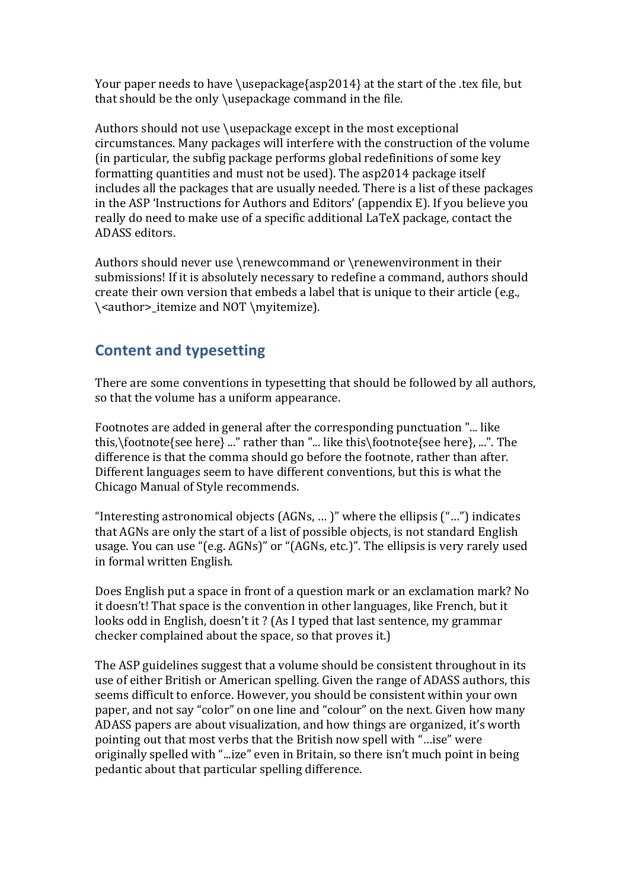Your paper needs to have \usepackage{asp2014} at the start of the .tex file, but that should be the only \usepackage command in the file.

Authors should not use \usepackage except in the most exceptional circumstances. Many packages will interfere with the construction of the volume (in particular, the subfig package performs global redefinitions of some key formatting quantities and must not be used). The asp2014 package itself includes all the packages that are usually needed. There is a list of these packages in the ASP 'Instructions for Authors and Editors' (appendix E). If you believe you really do need to make use of a specific additional LaTeX package, contact the ADASS editors.

Authors should never use \renewcommand or \renewenvironment in their submissions! If it is absolutely necessary to redefine a command, authors should create their own version that embeds a label that is unique to their article (e.g., \<author>_itemize and NOT \myitemize).

## Content and typesetting

There are some conventions in typesetting that should be followed by all authors, so that the volume has a uniform appearance.

Footnotes are added in general after the corresponding punctuation "... like this,\footnote{see here} ..." rather than "... like this\footnote{see here}, ...". The difference is that the comma should go before the footnote, rather than after. Different languages seem to have different conventions, but this is what the Chicago Manual of Style recommends.

"Interesting astronomical objects (AGNs, … )" where the ellipsis ("…") indicates that AGNs are only the start of a list of possible objects, is not standard English usage. You can use "(e.g. AGNs)" or "(AGNs, etc.)". The ellipsis is very rarely used in formal written English.

Does English put a space in front of a question mark or an exclamation mark? No it doesn't! That space is the convention in other languages, like French, but it looks odd in English, doesn't it ? (As I typed that last sentence, my grammar checker complained about the space, so that proves it.)

The ASP guidelines suggest that a volume should be consistent throughout in its use of either British or American spelling. Given the range of ADASS authors, this seems difficult to enforce. However, you should be consistent within your own paper, and not say "color" on one line and "colour" on the next. Given how many ADASS papers are about visualization, and how things are organized, it's worth pointing out that most verbs that the British now spell with "…ise" were originally spelled with "...ize" even in Britain, so there isn't much point in being pedantic about that particular spelling difference.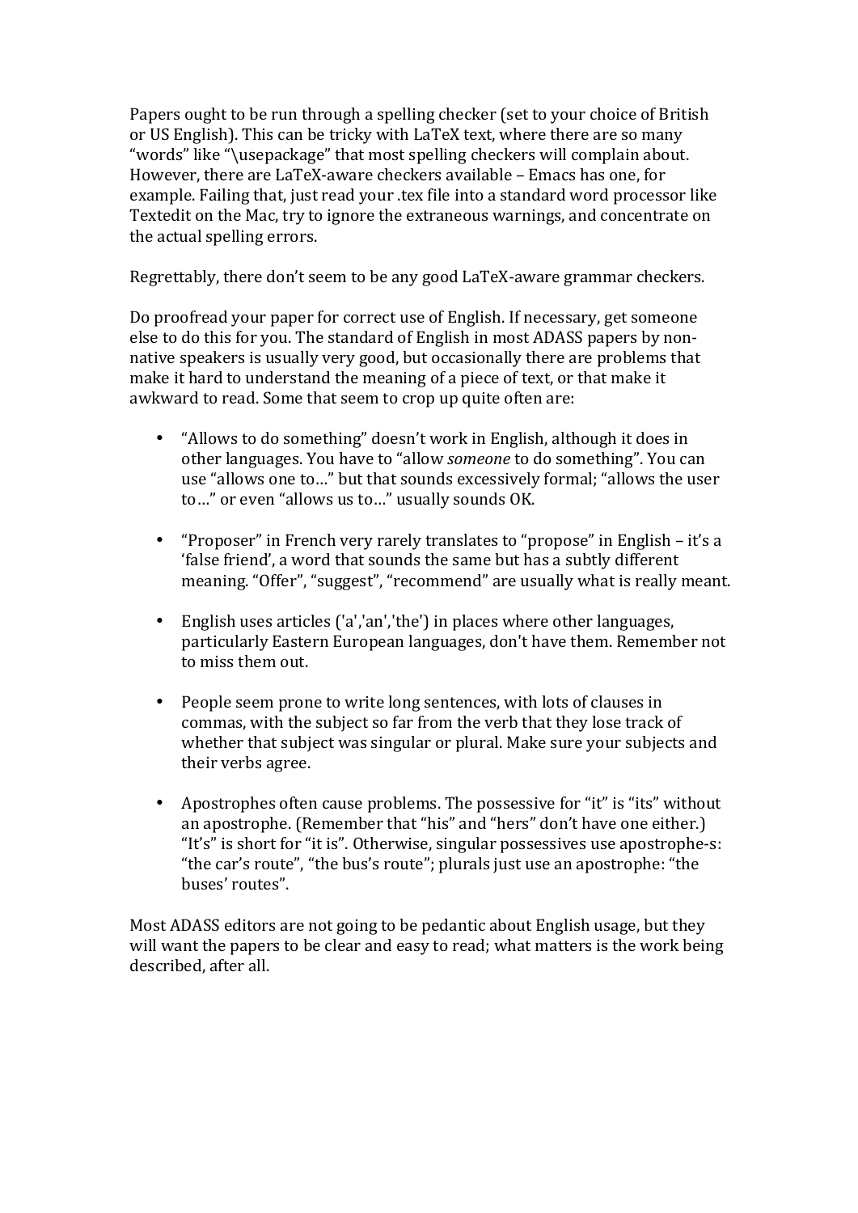Papers ought to be run through a spelling checker (set to your choice of British or US English). This can be tricky with LaTeX text, where there are so many "words" like "\usepackage" that most spelling checkers will complain about. However, there are LaTeX-aware checkers available – Emacs has one, for example. Failing that, just read your .tex file into a standard word processor like Textedit on the Mac, try to ignore the extraneous warnings, and concentrate on the actual spelling errors.

Regrettably, there don't seem to be any good LaTeX-aware grammar checkers.

Do proofread your paper for correct use of English. If necessary, get someone else to do this for you. The standard of English in most ADASS papers by non-native speakers is usually very good, but occasionally there are problems that make it hard to understand the meaning of a piece of text, or that make it awkward to read. Some that seem to crop up quite often are:

- "Allows to do something" doesn't work in English, although it does in other languages. You have to "allow *someone* to do something". You can use "allows one to…" but that sounds excessively formal; "allows the user to…" or even "allows us to…" usually sounds OK.

- "Proposer" in French very rarely translates to "propose" in English – it's a 'false friend', a word that sounds the same but has a subtly different meaning. "Offer", "suggest", "recommend" are usually what is really meant.

- English uses articles ('a','an','the') in places where other languages, particularly Eastern European languages, don't have them. Remember not to miss them out.

- People seem prone to write long sentences, with lots of clauses in commas, with the subject so far from the verb that they lose track of whether that subject was singular or plural. Make sure your subjects and their verbs agree.

- Apostrophes often cause problems. The possessive for "it" is "its" without an apostrophe. (Remember that "his" and "hers" don't have one either.) "It's" is short for "it is". Otherwise, singular possessives use apostrophe-s: "the car's route", "the bus's route"; plurals just use an apostrophe: "the buses' routes".

Most ADASS editors are not going to be pedantic about English usage, but they will want the papers to be clear and easy to read; what matters is the work being described, after all.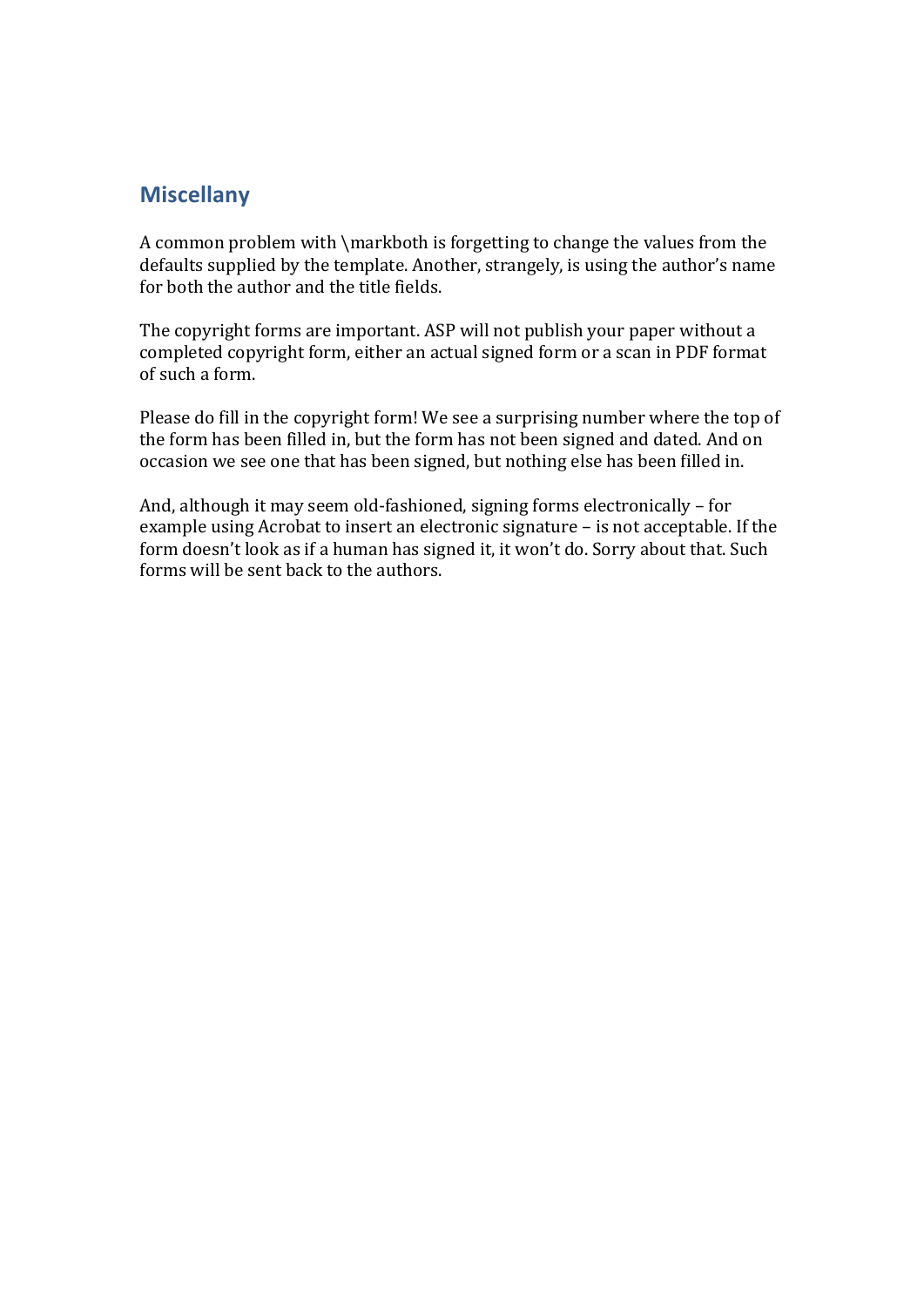## Miscellany

A common problem with \markboth is forgetting to change the values from the defaults supplied by the template. Another, strangely, is using the author's name for both the author and the title fields.

The copyright forms are important. ASP will not publish your paper without a completed copyright form, either an actual signed form or a scan in PDF format of such a form.

Please do fill in the copyright form! We see a surprising number where the top of the form has been filled in, but the form has not been signed and dated. And on occasion we see one that has been signed, but nothing else has been filled in.

And, although it may seem old-fashioned, signing forms electronically – for example using Acrobat to insert an electronic signature – is not acceptable. If the form doesn't look as if a human has signed it, it won't do. Sorry about that. Such forms will be sent back to the authors.